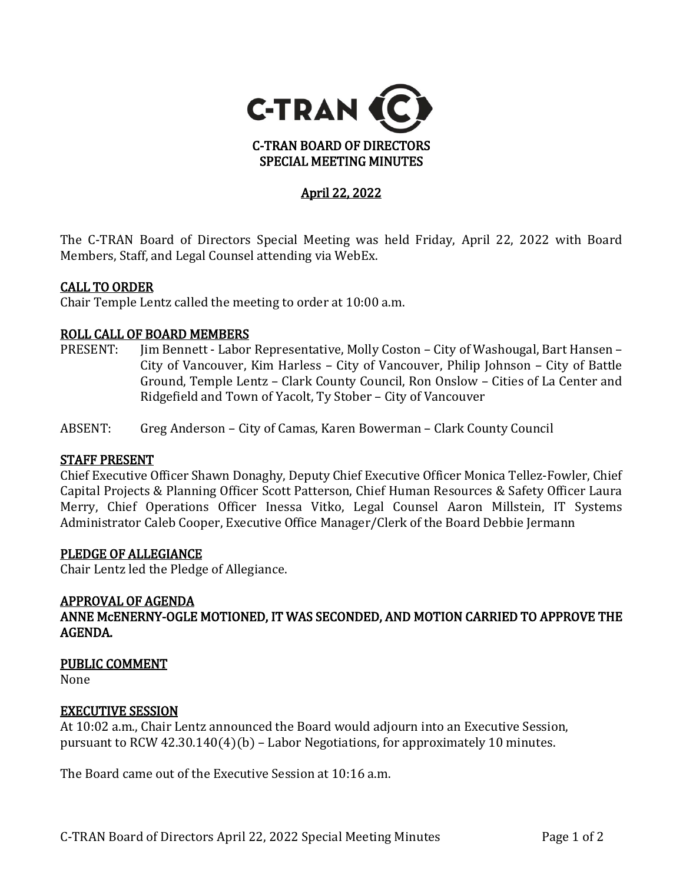C-TRAN

# C-TRAN BOARD OF DIRECTORS
# SPECIAL MEETING MINUTES

## April 22, 2022

The C-TRAN Board of Directors Special Meeting was held Friday, April 22, 2022 with Board Members, Staff, and Legal Counsel attending via WebEx.

### CALL TO ORDER

Chair Temple Lentz called the meeting to order at 10:00 a.m.

### ROLL CALL OF BOARD MEMBERS

PRESENT: Jim Bennett - Labor Representative, Molly Coston – City of Washougal, Bart Hansen – City of Vancouver, Kim Harless – City of Vancouver, Philip Johnson – City of Battle Ground, Temple Lentz – Clark County Council, Ron Onslow – Cities of La Center and Ridgefield and Town of Yacolt, Ty Stober – City of Vancouver

ABSENT: Greg Anderson – City of Camas, Karen Bowerman – Clark County Council

### STAFF PRESENT

Chief Executive Officer Shawn Donaghy, Deputy Chief Executive Officer Monica Tellez-Fowler, Chief Capital Projects & Planning Officer Scott Patterson, Chief Human Resources & Safety Officer Laura Merry, Chief Operations Officer Inessa Vitko, Legal Counsel Aaron Millstein, IT Systems Administrator Caleb Cooper, Executive Office Manager/Clerk of the Board Debbie Jermann

### PLEDGE OF ALLEGIANCE

Chair Lentz led the Pledge of Allegiance.

### APPROVAL OF AGENDA

**ANNE McENERNY-OGLE MOTIONED, IT WAS SECONDED, AND MOTION CARRIED TO APPROVE THE AGENDA.**

### PUBLIC COMMENT

None

### EXECUTIVE SESSION

At 10:02 a.m., Chair Lentz announced the Board would adjourn into an Executive Session, pursuant to RCW 42.30.140(4)(b) – Labor Negotiations, for approximately 10 minutes.

The Board came out of the Executive Session at 10:16 a.m.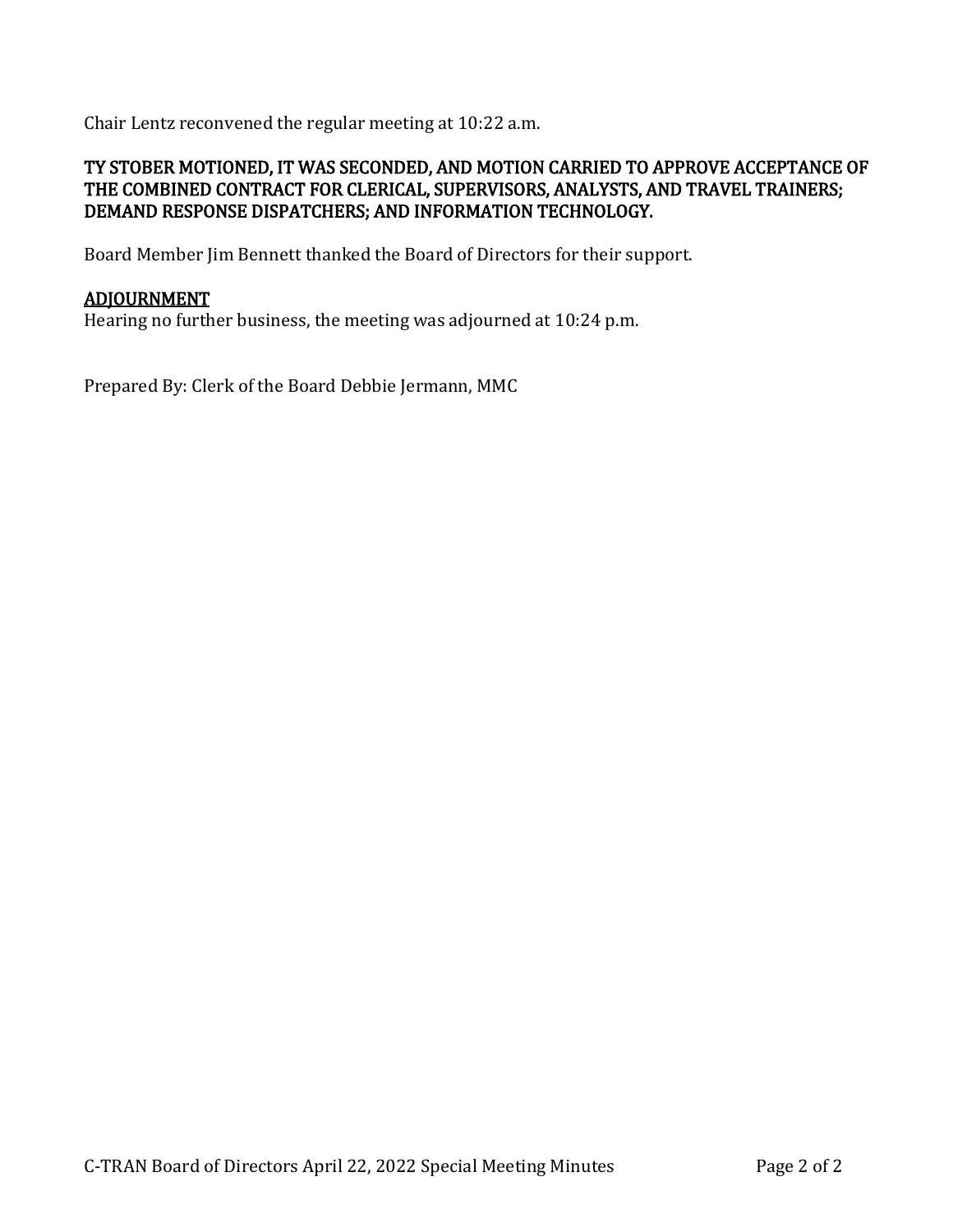Chair Lentz reconvened the regular meeting at 10:22 a.m.

**TY STOBER MOTIONED, IT WAS SECONDED, AND MOTION CARRIED TO APPROVE ACCEPTANCE OF THE COMBINED CONTRACT FOR CLERICAL, SUPERVISORS, ANALYSTS, AND TRAVEL TRAINERS; DEMAND RESPONSE DISPATCHERS; AND INFORMATION TECHNOLOGY.**

Board Member Jim Bennett thanked the Board of Directors for their support.

## ADJOURNMENT

Hearing no further business, the meeting was adjourned at 10:24 p.m.

Prepared By: Clerk of the Board Debbie Jermann, MMC